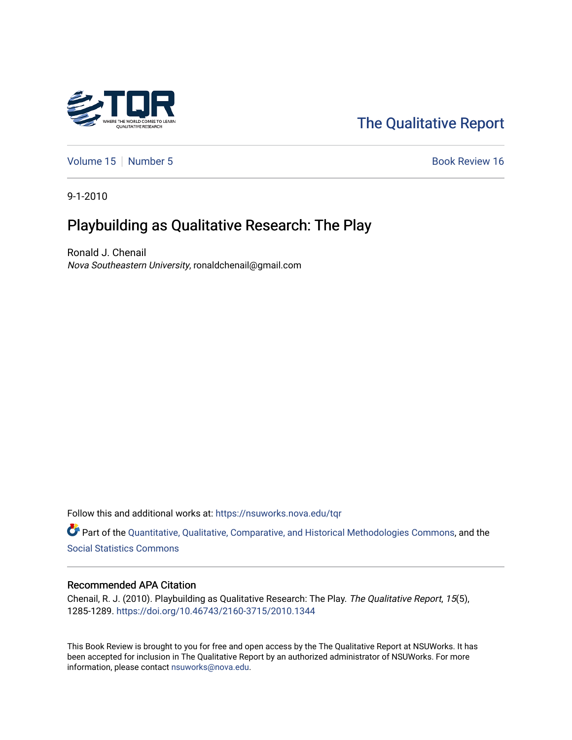The Qualitative Report

Volume 15 | Number 5 | Book Review 16

9-1-2010

# Playbuilding as Qualitative Research: The Play

Ronald J. Chenail
*Nova Southeastern University*, ronaldchenail@gmail.com

Follow this and additional works at: https://nsuworks.nova.edu/tqr

Part of the Quantitative, Qualitative, Comparative, and Historical Methodologies Commons, and the Social Statistics Commons

## Recommended APA Citation

Chenail, R. J. (2010). Playbuilding as Qualitative Research: The Play. *The Qualitative Report*, *15*(5), 1285-1289. https://doi.org/10.46743/2160-3715/2010.1344

This Book Review is brought to you for free and open access by the The Qualitative Report at NSUWorks. It has been accepted for inclusion in The Qualitative Report by an authorized administrator of NSUWorks. For more information, please contact nsuworks@nova.edu.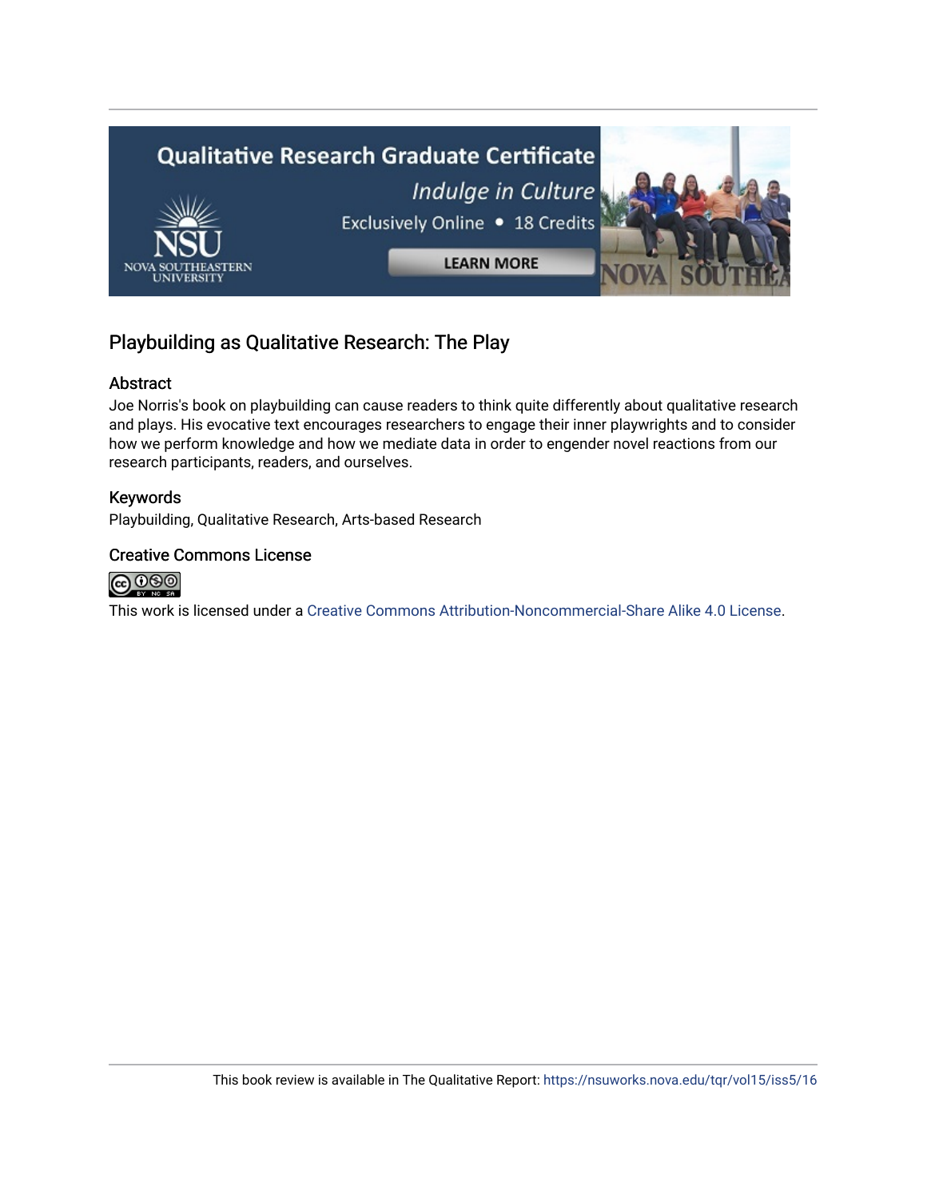## Playbuilding as Qualitative Research: The Play

### Abstract

Joe Norris's book on playbuilding can cause readers to think quite differently about qualitative research and plays. His evocative text encourages researchers to engage their inner playwrights and to consider how we perform knowledge and how we mediate data in order to engender novel reactions from our research participants, readers, and ourselves.

### Keywords

Playbuilding, Qualitative Research, Arts-based Research

### Creative Commons License

This work is licensed under a Creative Commons Attribution-Noncommercial-Share Alike 4.0 License.

This book review is available in The Qualitative Report: https://nsuworks.nova.edu/tqr/vol15/iss5/16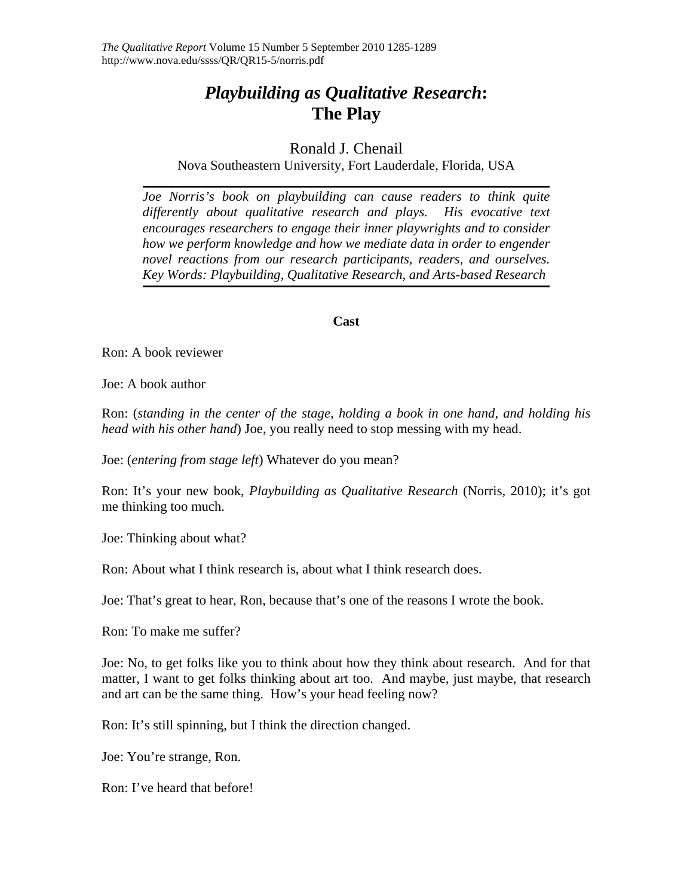# *Playbuilding as Qualitative Research*: The Play

Ronald J. Chenail

Nova Southeastern University, Fort Lauderdale, Florida, USA

*Joe Norris's book on playbuilding can cause readers to think quite differently about qualitative research and plays. His evocative text encourages researchers to engage their inner playwrights and to consider how we perform knowledge and how we mediate data in order to engender novel reactions from our research participants, readers, and ourselves. Key Words: Playbuilding, Qualitative Research, and Arts-based Research*

**Cast**

Ron: A book reviewer

Joe: A book author

Ron: (*standing in the center of the stage, holding a book in one hand, and holding his head with his other hand*) Joe, you really need to stop messing with my head.

Joe: (*entering from stage left*) Whatever do you mean?

Ron: It's your new book, *Playbuilding as Qualitative Research* (Norris, 2010); it's got me thinking too much.

Joe: Thinking about what?

Ron: About what I think research is, about what I think research does.

Joe: That's great to hear, Ron, because that's one of the reasons I wrote the book.

Ron: To make me suffer?

Joe: No, to get folks like you to think about how they think about research. And for that matter, I want to get folks thinking about art too. And maybe, just maybe, that research and art can be the same thing. How's your head feeling now?

Ron: It's still spinning, but I think the direction changed.

Joe: You're strange, Ron.

Ron: I've heard that before!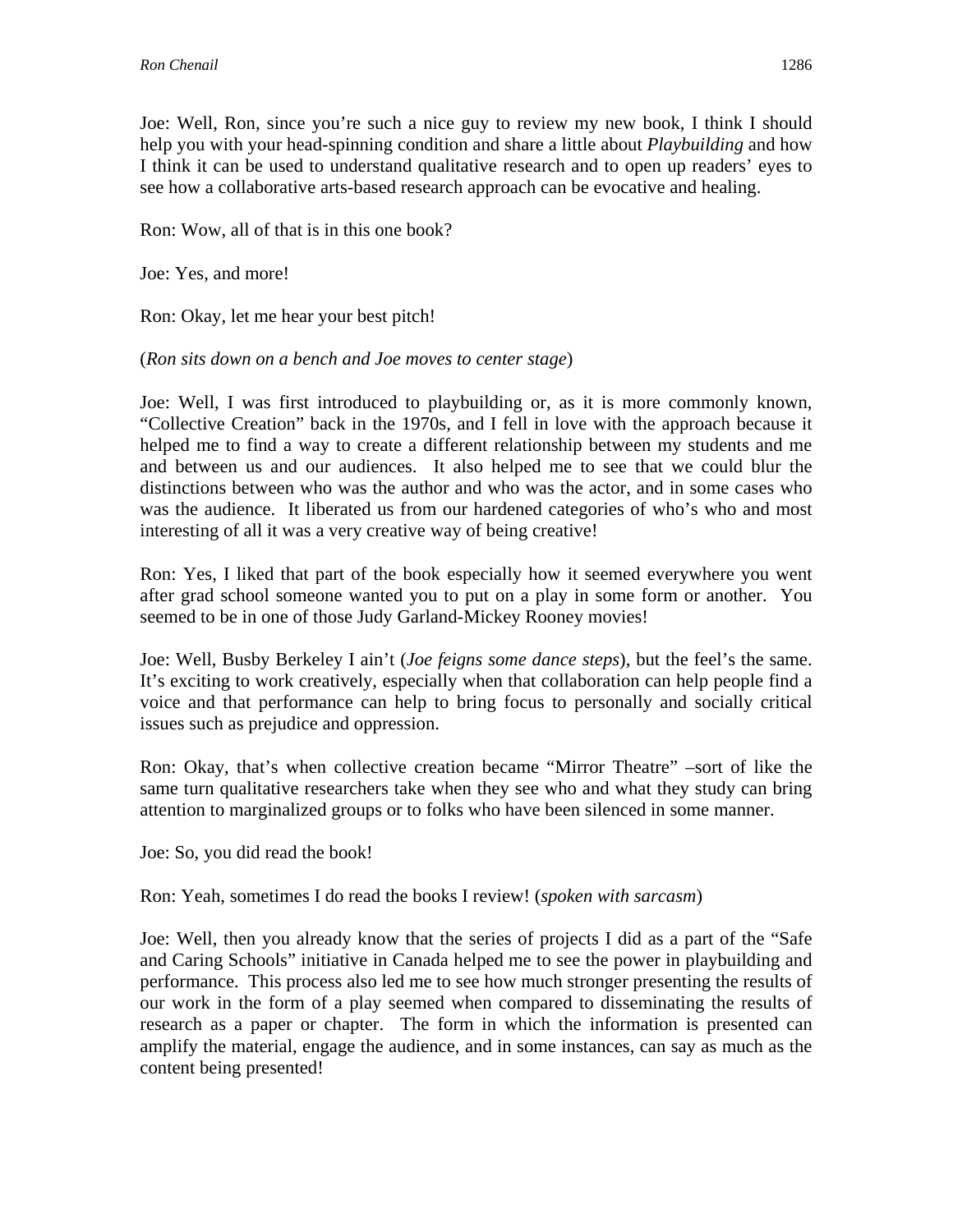Joe: Well, Ron, since you're such a nice guy to review my new book, I think I should help you with your head-spinning condition and share a little about *Playbuilding* and how I think it can be used to understand qualitative research and to open up readers' eyes to see how a collaborative arts-based research approach can be evocative and healing.

Ron: Wow, all of that is in this one book?

Joe: Yes, and more!

Ron: Okay, let me hear your best pitch!

(*Ron sits down on a bench and Joe moves to center stage*)

Joe: Well, I was first introduced to playbuilding or, as it is more commonly known, "Collective Creation" back in the 1970s, and I fell in love with the approach because it helped me to find a way to create a different relationship between my students and me and between us and our audiences. It also helped me to see that we could blur the distinctions between who was the author and who was the actor, and in some cases who was the audience. It liberated us from our hardened categories of who's who and most interesting of all it was a very creative way of being creative!

Ron: Yes, I liked that part of the book especially how it seemed everywhere you went after grad school someone wanted you to put on a play in some form or another. You seemed to be in one of those Judy Garland-Mickey Rooney movies!

Joe: Well, Busby Berkeley I ain't (*Joe feigns some dance steps*), but the feel's the same. It's exciting to work creatively, especially when that collaboration can help people find a voice and that performance can help to bring focus to personally and socially critical issues such as prejudice and oppression.

Ron: Okay, that's when collective creation became "Mirror Theatre" –sort of like the same turn qualitative researchers take when they see who and what they study can bring attention to marginalized groups or to folks who have been silenced in some manner.

Joe: So, you did read the book!

Ron: Yeah, sometimes I do read the books I review! (*spoken with sarcasm*)

Joe: Well, then you already know that the series of projects I did as a part of the "Safe and Caring Schools" initiative in Canada helped me to see the power in playbuilding and performance. This process also led me to see how much stronger presenting the results of our work in the form of a play seemed when compared to disseminating the results of research as a paper or chapter. The form in which the information is presented can amplify the material, engage the audience, and in some instances, can say as much as the content being presented!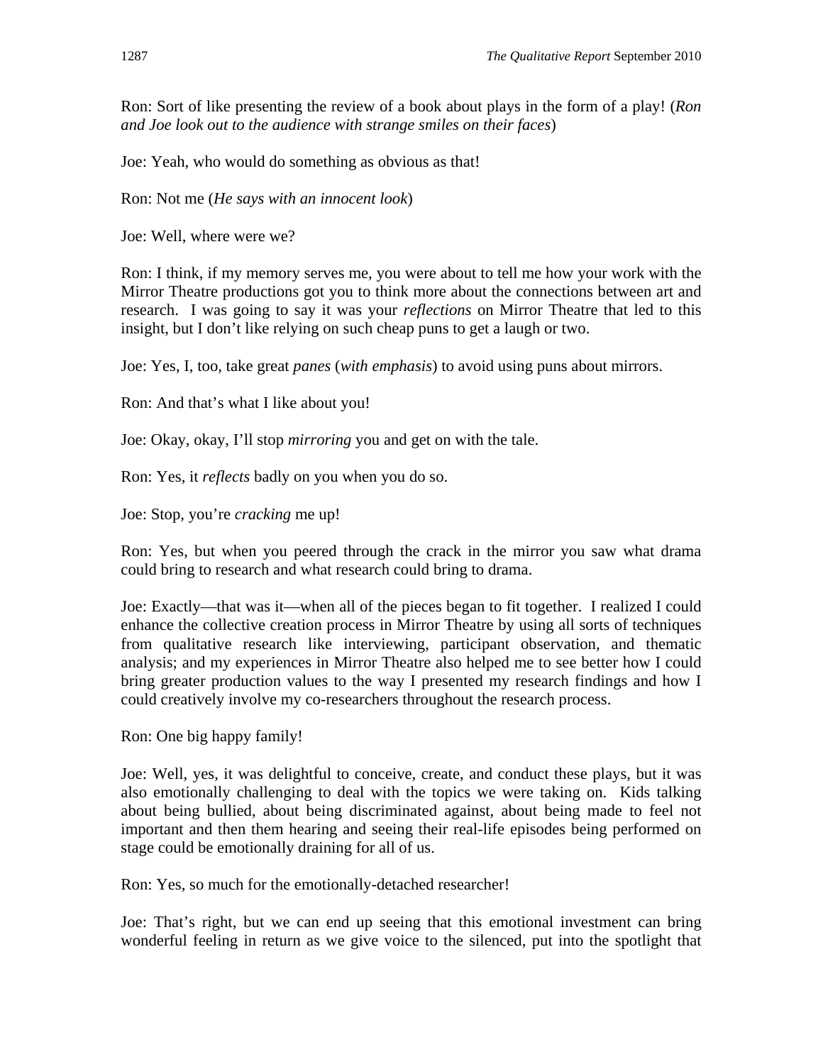Ron: Sort of like presenting the review of a book about plays in the form of a play! (*Ron and Joe look out to the audience with strange smiles on their faces*)

Joe: Yeah, who would do something as obvious as that!

Ron: Not me (*He says with an innocent look*)

Joe: Well, where were we?

Ron: I think, if my memory serves me, you were about to tell me how your work with the Mirror Theatre productions got you to think more about the connections between art and research. I was going to say it was your *reflections* on Mirror Theatre that led to this insight, but I don't like relying on such cheap puns to get a laugh or two.

Joe: Yes, I, too, take great *panes* (*with emphasis*) to avoid using puns about mirrors.

Ron: And that's what I like about you!

Joe: Okay, okay, I'll stop *mirroring* you and get on with the tale.

Ron: Yes, it *reflects* badly on you when you do so.

Joe: Stop, you're *cracking* me up!

Ron: Yes, but when you peered through the crack in the mirror you saw what drama could bring to research and what research could bring to drama.

Joe: Exactly—that was it—when all of the pieces began to fit together. I realized I could enhance the collective creation process in Mirror Theatre by using all sorts of techniques from qualitative research like interviewing, participant observation, and thematic analysis; and my experiences in Mirror Theatre also helped me to see better how I could bring greater production values to the way I presented my research findings and how I could creatively involve my co-researchers throughout the research process.

Ron: One big happy family!

Joe: Well, yes, it was delightful to conceive, create, and conduct these plays, but it was also emotionally challenging to deal with the topics we were taking on. Kids talking about being bullied, about being discriminated against, about being made to feel not important and then them hearing and seeing their real-life episodes being performed on stage could be emotionally draining for all of us.

Ron: Yes, so much for the emotionally-detached researcher!

Joe: That's right, but we can end up seeing that this emotional investment can bring wonderful feeling in return as we give voice to the silenced, put into the spotlight that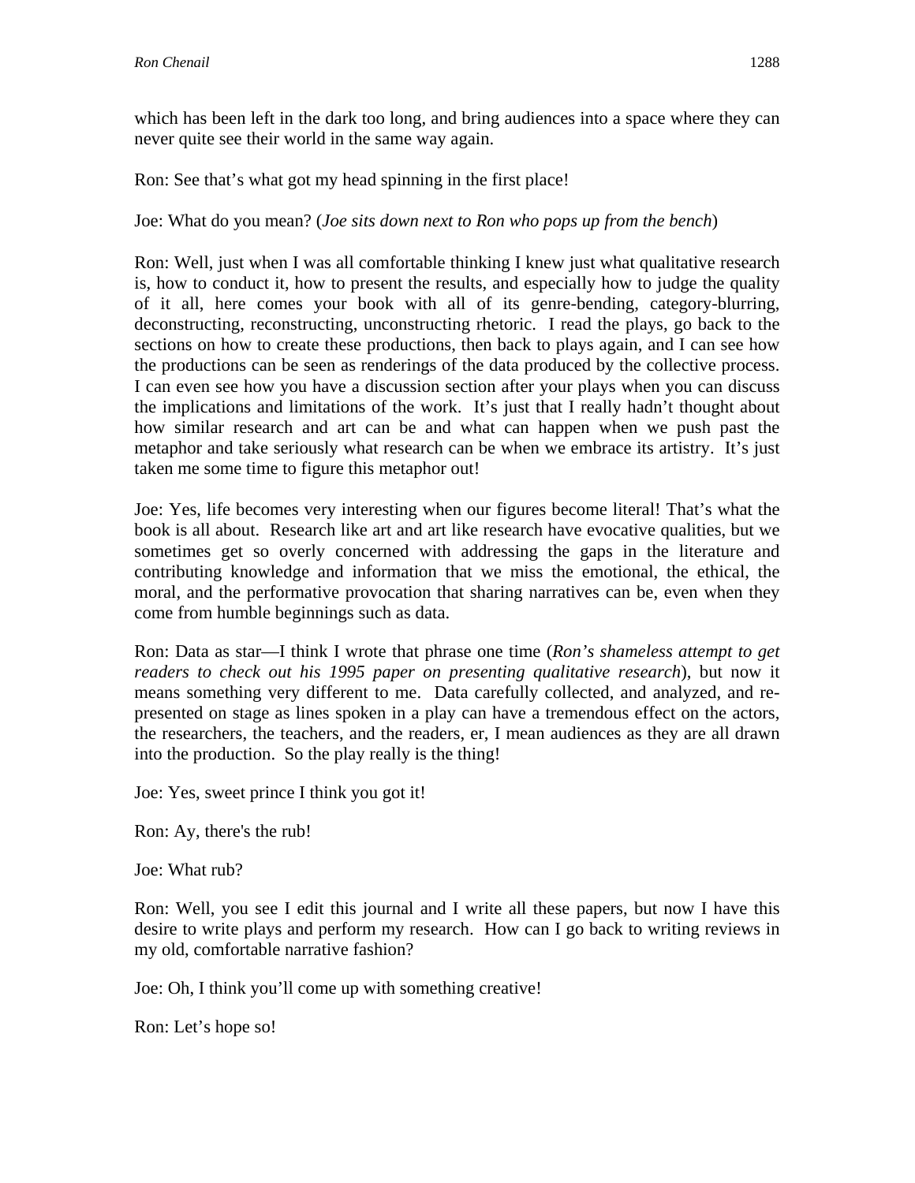which has been left in the dark too long, and bring audiences into a space where they can never quite see their world in the same way again.

Ron: See that's what got my head spinning in the first place!

Joe: What do you mean? (*Joe sits down next to Ron who pops up from the bench*)

Ron: Well, just when I was all comfortable thinking I knew just what qualitative research is, how to conduct it, how to present the results, and especially how to judge the quality of it all, here comes your book with all of its genre-bending, category-blurring, deconstructing, reconstructing, unconstructing rhetoric. I read the plays, go back to the sections on how to create these productions, then back to plays again, and I can see how the productions can be seen as renderings of the data produced by the collective process. I can even see how you have a discussion section after your plays when you can discuss the implications and limitations of the work. It's just that I really hadn't thought about how similar research and art can be and what can happen when we push past the metaphor and take seriously what research can be when we embrace its artistry. It's just taken me some time to figure this metaphor out!

Joe: Yes, life becomes very interesting when our figures become literal! That's what the book is all about. Research like art and art like research have evocative qualities, but we sometimes get so overly concerned with addressing the gaps in the literature and contributing knowledge and information that we miss the emotional, the ethical, the moral, and the performative provocation that sharing narratives can be, even when they come from humble beginnings such as data.

Ron: Data as star—I think I wrote that phrase one time (*Ron's shameless attempt to get readers to check out his 1995 paper on presenting qualitative research*), but now it means something very different to me. Data carefully collected, and analyzed, and re-presented on stage as lines spoken in a play can have a tremendous effect on the actors, the researchers, the teachers, and the readers, er, I mean audiences as they are all drawn into the production. So the play really is the thing!

Joe: Yes, sweet prince I think you got it!

Ron: Ay, there's the rub!

Joe: What rub?

Ron: Well, you see I edit this journal and I write all these papers, but now I have this desire to write plays and perform my research. How can I go back to writing reviews in my old, comfortable narrative fashion?

Joe: Oh, I think you'll come up with something creative!

Ron: Let's hope so!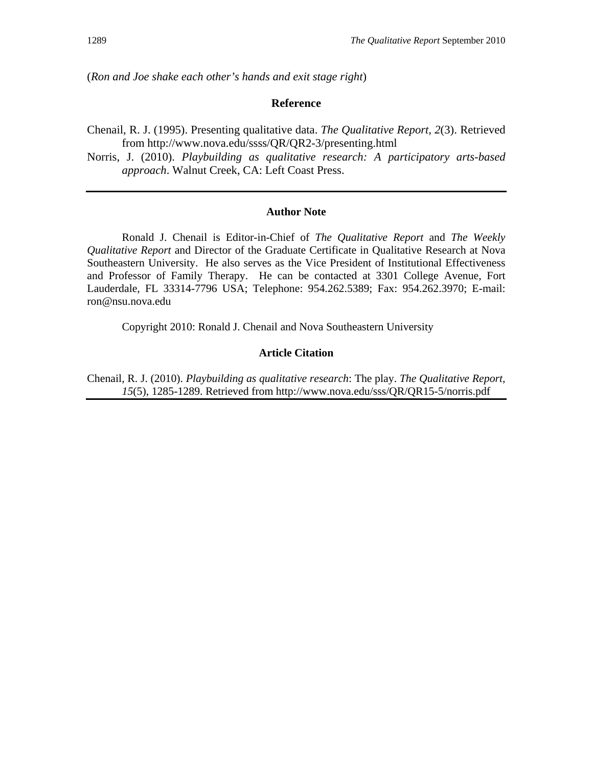(*Ron and Joe shake each other's hands and exit stage right*)

## Reference

Chenail, R. J. (1995). Presenting qualitative data. *The Qualitative Report, 2*(3). Retrieved from http://www.nova.edu/ssss/QR/QR2-3/presenting.html

Norris, J. (2010). *Playbuilding as qualitative research: A participatory arts-based approach*. Walnut Creek, CA: Left Coast Press.

---

## Author Note

Ronald J. Chenail is Editor-in-Chief of *The Qualitative Report* and *The Weekly Qualitative Report* and Director of the Graduate Certificate in Qualitative Research at Nova Southeastern University. He also serves as the Vice President of Institutional Effectiveness and Professor of Family Therapy. He can be contacted at 3301 College Avenue, Fort Lauderdale, FL 33314-7796 USA; Telephone: 954.262.5389; Fax: 954.262.3970; E-mail: ron@nsu.nova.edu

Copyright 2010: Ronald J. Chenail and Nova Southeastern University

## Article Citation

Chenail, R. J. (2010). *Playbuilding as qualitative research*: The play. *The Qualitative Report, 15*(5), 1285-1289. Retrieved from http://www.nova.edu/sss/QR/QR15-5/norris.pdf